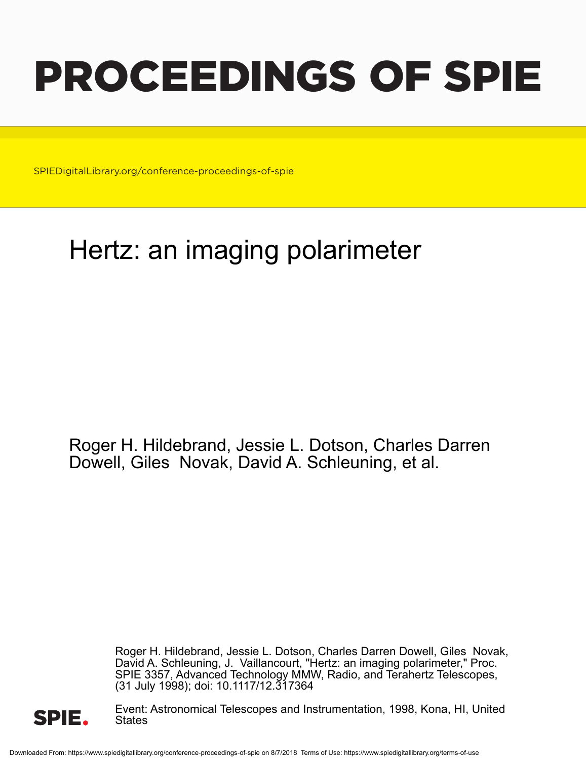# PROCEEDINGS OF SPIE

SPIEDigitalLibrary.org/conference-proceedings-of-spie

## Hertz: an imaging polarimeter

Roger H. Hildebrand, Jessie L. Dotson, Charles Darren Dowell, Giles Novak, David A. Schleuning, et al.

Roger H. Hildebrand, Jessie L. Dotson, Charles Darren Dowell, Giles Novak, David A. Schleuning, J. Vaillancourt, "Hertz: an imaging polarimeter," Proc. SPIE 3357, Advanced Technology MMW, Radio, and Terahertz Telescopes, (31 July 1998); doi: 10.1117/12.317364

SPIE.

Event: Astronomical Telescopes and Instrumentation, 1998, Kona, HI, United States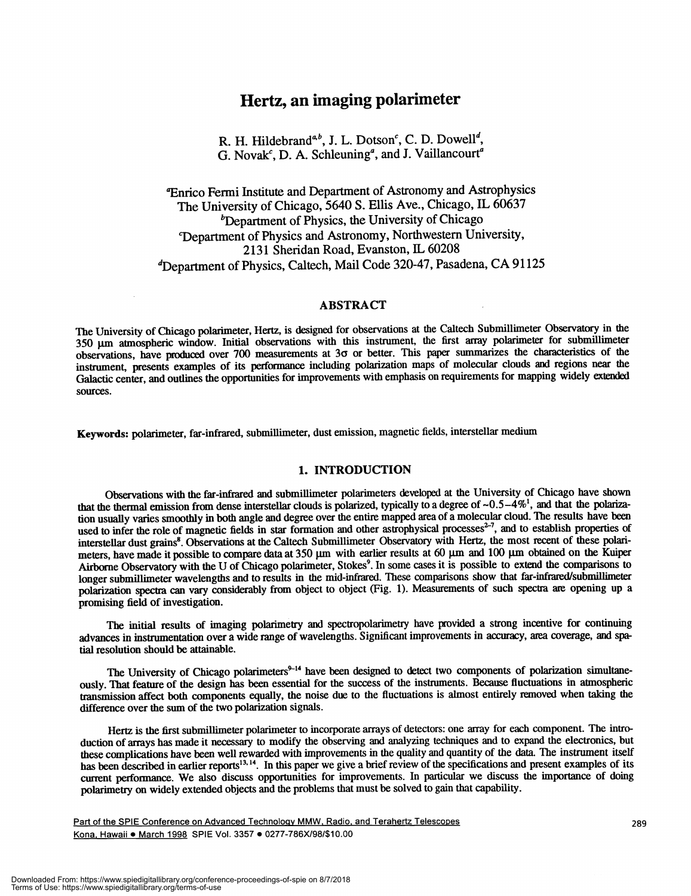# Hertz, an imaging polarimeter

R. H. Hildebrand[a,b], J. L. Dotson[c], C. D. Dowell[d], G. Novak[c], D. A. Schleuning[a], and J. Vaillancourt[a]

[a]Enrico Fermi Institute and Department of Astronomy and Astrophysics
The University of Chicago, 5640 S. Ellis Ave., Chicago, IL 60637
[b]Department of Physics, the University of Chicago
[c]Department of Physics and Astronomy, Northwestern University,
2131 Sheridan Road, Evanston, IL 60208
[d]Department of Physics, Caltech, Mail Code 320-47, Pasadena, CA 91125

## ABSTRACT

The University of Chicago polarimeter, Hertz, is designed for observations at the Caltech Submillimeter Observatory in the 350 μm atmospheric window. Initial observations with this instrument, the first array polarimeter for submillimeter observations, have produced over 700 measurements at 3σ or better. This paper summarizes the characteristics of the instrument, presents examples of its performance including polarization maps of molecular clouds and regions near the Galactic center, and outlines the opportunities for improvements with emphasis on requirements for mapping widely extended sources.

**Keywords:** polarimeter, far-infrared, submillimeter, dust emission, magnetic fields, interstellar medium

## 1. INTRODUCTION

Observations with the far-infrared and submillimeter polarimeters developed at the University of Chicago have shown that the thermal emission from dense interstellar clouds is polarized, typically to a degree of ~0.5–4%[1], and that the polarization usually varies smoothly in both angle and degree over the entire mapped area of a molecular cloud. The results have been used to infer the role of magnetic fields in star formation and other astrophysical processes[2–7], and to establish properties of interstellar dust grains[8]. Observations at the Caltech Submillimeter Observatory with Hertz, the most recent of these polarimeters, have made it possible to compare data at 350 μm with earlier results at 60 μm and 100 μm obtained on the Kuiper Airborne Observatory with the U of Chicago polarimeter, Stokes[9]. In some cases it is possible to extend the comparisons to longer submillimeter wavelengths and to results in the mid-infrared. These comparisons show that far-infrared/submillimeter polarization spectra can vary considerably from object to object (Fig. 1). Measurements of such spectra are opening up a promising field of investigation.

The initial results of imaging polarimetry and spectropolarimetry have provided a strong incentive for continuing advances in instrumentation over a wide range of wavelengths. Significant improvements in accuracy, area coverage, and spatial resolution should be attainable.

The University of Chicago polarimeters[9–14] have been designed to detect two components of polarization simultaneously. That feature of the design has been essential for the success of the instruments. Because fluctuations in atmospheric transmission affect both components equally, the noise due to the fluctuations is almost entirely removed when taking the difference over the sum of the two polarization signals.

Hertz is the first submillimeter polarimeter to incorporate arrays of detectors: one array for each component. The introduction of arrays has made it necessary to modify the observing and analyzing techniques and to expand the electronics, but these complications have been well rewarded with improvements in the quality and quantity of the data. The instrument itself has been described in earlier reports[13, 14]. In this paper we give a brief review of the specifications and present examples of its current performance. We also discuss opportunities for improvements. In particular we discuss the importance of doing polarimetry on widely extended objects and the problems that must be solved to gain that capability.

Part of the SPIE Conference on Advanced Technology MMW, Radio, and Terahertz Telescopes
Kona, Hawaii • March 1998 SPIE Vol. 3357 • 0277-786X/98/$10.00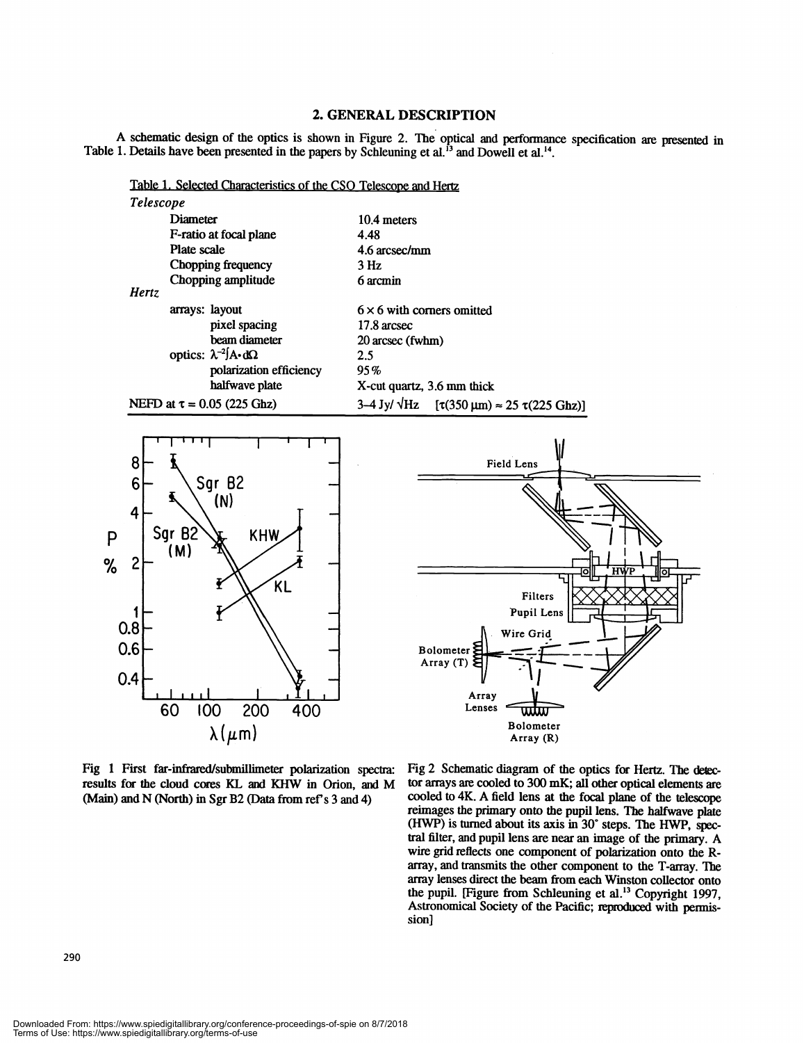## 2. GENERAL DESCRIPTION

A schematic design of the optics is shown in Figure 2. The optical and performance specification are presented in Table 1. Details have been presented in the papers by Schleuning et al.[13] and Dowell et al.[14].

Table 1. Selected Characteristics of the CSO Telescope and Hertz

| | |
|---|---|
| *Telescope* | |
| Diameter | 10.4 meters |
| F-ratio at focal plane | 4.48 |
| Plate scale | 4.6 arcsec/mm |
| Chopping frequency | 3 Hz |
| Chopping amplitude | 6 arcmin |
| *Hertz* | |
| arrays: layout | 6 × 6 with corners omitted |
| pixel spacing | 17.8 arcsec |
| beam diameter | 20 arcsec (fwhm) |
| optics: $\lambda^{-2}\int A \cdot d\Omega$ | 2.5 |
| polarization efficiency | 95% |
| halfwave plate | X-cut quartz, 3.6 mm thick |
| NEFD at $\tau = 0.05$ (225 Ghz) | 3–4 Jy/ $\sqrt{\text{Hz}}$ [$\tau(350\ \mu\text{m}) \approx 25\ \tau(225\ \text{Ghz})$] |

Fig 1 First far-infrared/submillimeter polarization spectra: results for the cloud cores KL and KHW in Orion, and M (Main) and N (North) in Sgr B2 (Data from ref's 3 and 4)

Fig 2 Schematic diagram of the optics for Hertz. The detector arrays are cooled to 300 mK; all other optical elements are cooled to 4K. A field lens at the focal plane of the telescope reimages the primary onto the pupil lens. The halfwave plate (HWP) is turned about its axis in 30° steps. The HWP, spectral filter, and pupil lens are near an image of the primary. A wire grid reflects one component of polarization onto the R-array, and transmits the other component to the T-array. The array lenses direct the beam from each Winston collector onto the pupil. [Figure from Schleuning et al.[13] Copyright 1997, Astronomical Society of the Pacific; reproduced with permission]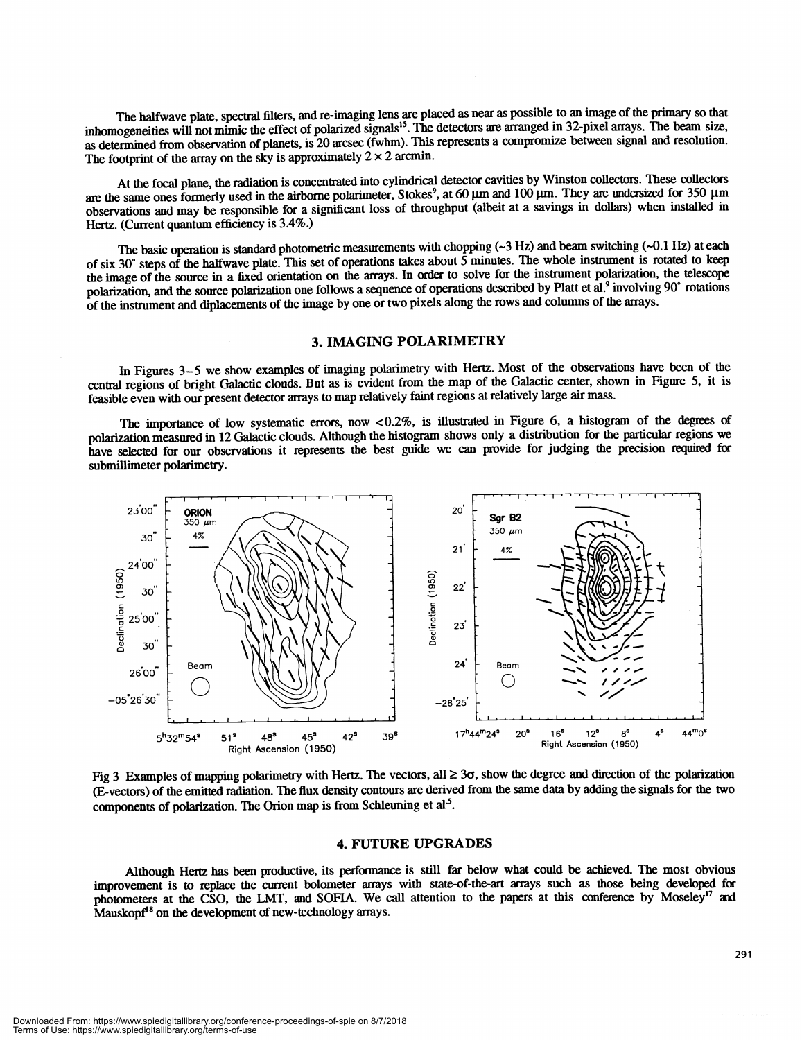The halfwave plate, spectral filters, and re-imaging lens are placed as near as possible to an image of the primary so that inhomogeneities will not mimic the effect of polarized signals[15]. The detectors are arranged in 32-pixel arrays. The beam size, as determined from observation of planets, is 20 arcsec (fwhm). This represents a compromize between signal and resolution. The footprint of the array on the sky is approximately $2 \times 2$ arcmin.

At the focal plane, the radiation is concentrated into cylindrical detector cavities by Winston collectors. These collectors are the same ones formerly used in the airborne polarimeter, Stokes[9], at 60 μm and 100 μm. They are undersized for 350 μm observations and may be responsible for a significant loss of throughput (albeit at a savings in dollars) when installed in Hertz. (Current quantum efficiency is 3.4%.)

The basic operation is standard photometric measurements with chopping (~3 Hz) and beam switching (~0.1 Hz) at each of six 30° steps of the halfwave plate. This set of operations takes about 5 minutes. The whole instrument is rotated to keep the image of the source in a fixed orientation on the arrays. In order to solve for the instrument polarization, the telescope polarization, and the source polarization one follows a sequence of operations described by Platt et al.[9] involving 90° rotations of the instrument and diplacements of the image by one or two pixels along the rows and columns of the arrays.

## 3. IMAGING POLARIMETRY

In Figures 3–5 we show examples of imaging polarimetry with Hertz. Most of the observations have been of the central regions of bright Galactic clouds. But as is evident from the map of the Galactic center, shown in Figure 5, it is feasible even with our present detector arrays to map relatively faint regions at relatively large air mass.

The importance of low systematic errors, now <0.2%, is illustrated in Figure 6, a histogram of the degrees of polarization measured in 12 Galactic clouds. Although the histogram shows only a distribution for the particular regions we have selected for our observations it represents the best guide we can provide for judging the precision required for submillimeter polarimetry.

Fig 3 Examples of mapping polarimetry with Hertz. The vectors, all $\geq 3\sigma$, show the degree and direction of the polarization (E-vectors) of the emitted radiation. The flux density contours are derived from the same data by adding the signals for the two components of polarization. The Orion map is from Schleuning et al[5].

## 4. FUTURE UPGRADES

Although Hertz has been productive, its performance is still far below what could be achieved. The most obvious improvement is to replace the current bolometer arrays with state-of-the-art arrays such as those being developed for photometers at the CSO, the LMT, and SOFIA. We call attention to the papers at this conference by Moseley[17] and Mauskopf[18] on the development of new-technology arrays.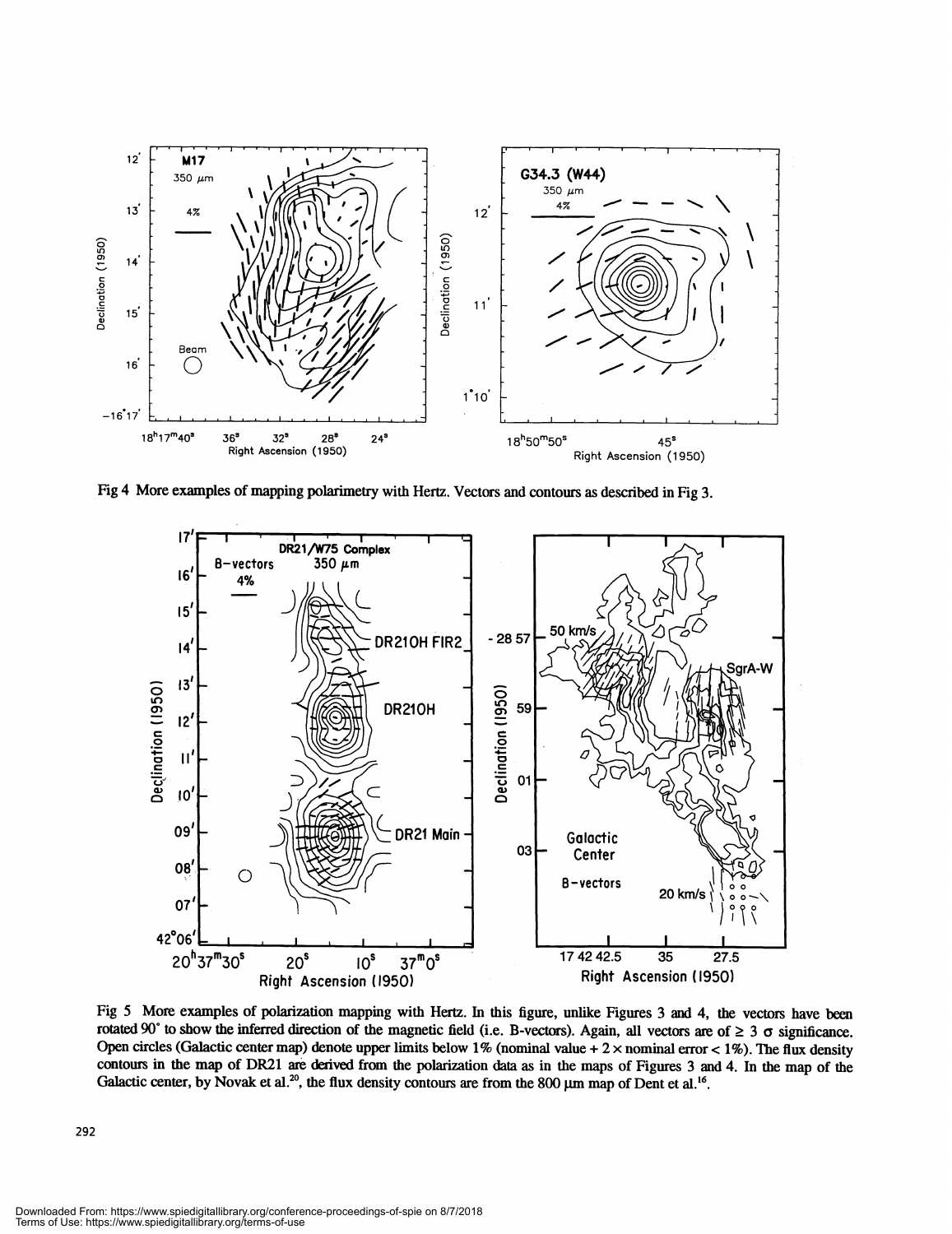Fig 4 More examples of mapping polarimetry with Hertz. Vectors and contours as described in Fig 3.

Fig 5 More examples of polarization mapping with Hertz. In this figure, unlike Figures 3 and 4, the vectors have been rotated 90° to show the inferred direction of the magnetic field (i.e. B-vectors). Again, all vectors are of $\geq 3\ \sigma$ significance. Open circles (Galactic center map) denote upper limits below 1% (nominal value + 2 × nominal error < 1%). The flux density contours in the map of DR21 are derived from the polarization data as in the maps of Figures 3 and 4. In the map of the Galactic center, by Novak et al.[20], the flux density contours are from the 800 μm map of Dent et al.[16].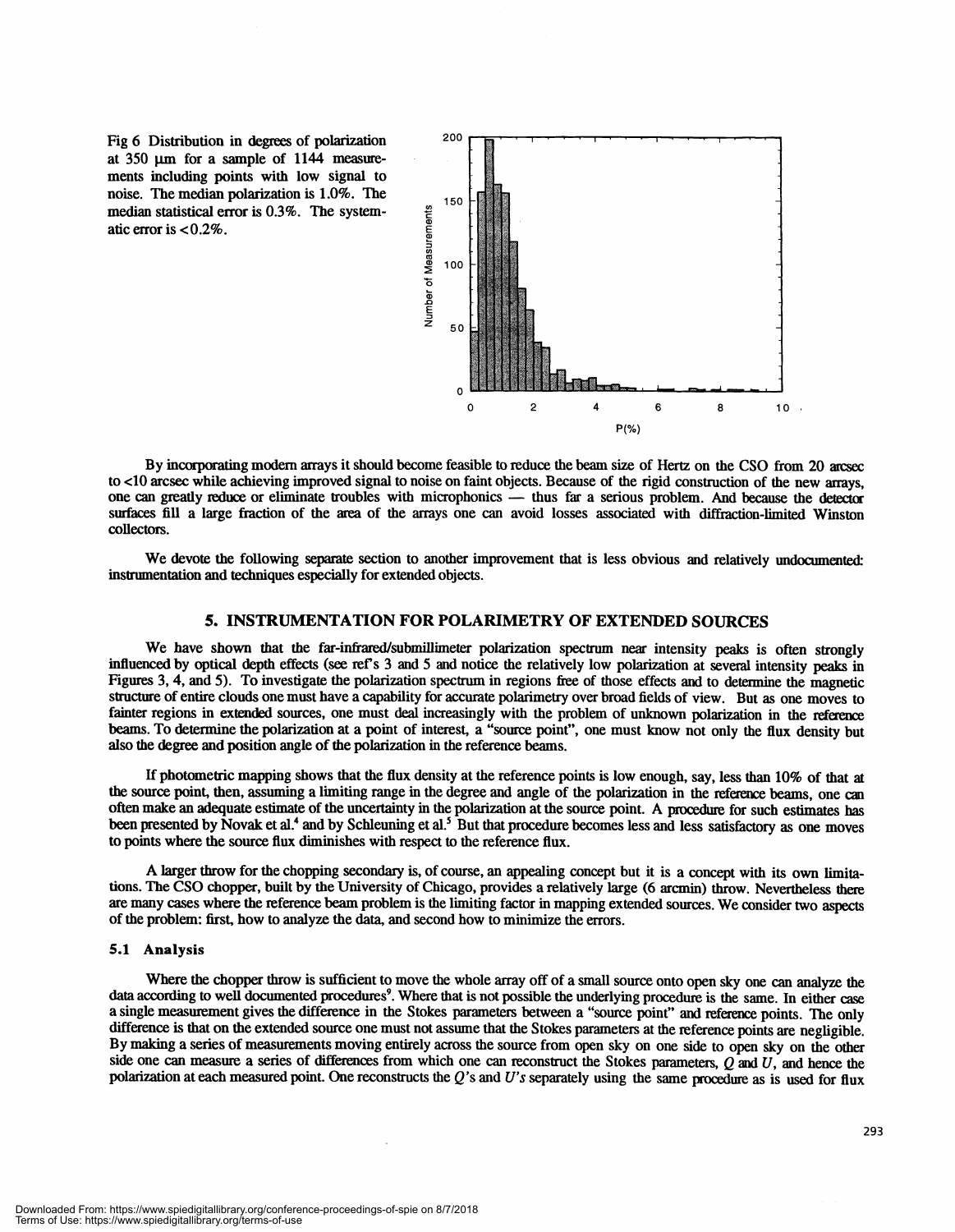Fig 6 Distribution in degrees of polarization at 350 μm for a sample of 1144 measurements including points with low signal to noise. The median polarization is 1.0%. The median statistical error is 0.3%. The systematic error is <0.2%.

By incorporating modern arrays it should become feasible to reduce the beam size of Hertz on the CSO from 20 arcsec to <10 arcsec while achieving improved signal to noise on faint objects. Because of the rigid construction of the new arrays, one can greatly reduce or eliminate troubles with microphonics — thus far a serious problem. And because the detector surfaces fill a large fraction of the area of the arrays one can avoid losses associated with diffraction-limited Winston collectors.

We devote the following separate section to another improvement that is less obvious and relatively undocumented: instrumentation and techniques especially for extended objects.

## 5. INSTRUMENTATION FOR POLARIMETRY OF EXTENDED SOURCES

We have shown that the far-infrared/submillimeter polarization spectrum near intensity peaks is often strongly influenced by optical depth effects (see ref's 3 and 5 and notice the relatively low polarization at several intensity peaks in Figures 3, 4, and 5). To investigate the polarization spectrum in regions free of those effects and to determine the magnetic structure of entire clouds one must have a capability for accurate polarimetry over broad fields of view. But as one moves to fainter regions in extended sources, one must deal increasingly with the problem of unknown polarization in the reference beams. To determine the polarization at a point of interest, a "source point", one must know not only the flux density but also the degree and position angle of the polarization in the reference beams.

If photometric mapping shows that the flux density at the reference points is low enough, say, less than 10% of that at the source point, then, assuming a limiting range in the degree and angle of the polarization in the reference beams, one can often make an adequate estimate of the uncertainty in the polarization at the source point. A procedure for such estimates has been presented by Novak et al.[4] and by Schleuning et al.[5] But that procedure becomes less and less satisfactory as one moves to points where the source flux diminishes with respect to the reference flux.

A larger throw for the chopping secondary is, of course, an appealing concept but it is a concept with its own limitations. The CSO chopper, built by the University of Chicago, provides a relatively large (6 arcmin) throw. Nevertheless there are many cases where the reference beam problem is the limiting factor in mapping extended sources. We consider two aspects of the problem: first, how to analyze the data, and second how to minimize the errors.

### 5.1 Analysis

Where the chopper throw is sufficient to move the whole array off of a small source onto open sky one can analyze the data according to well documented procedures[9]. Where that is not possible the underlying procedure is the same. In either case a single measurement gives the difference in the Stokes parameters between a "source point" and reference points. The only difference is that on the extended source one must not assume that the Stokes parameters at the reference points are negligible. By making a series of measurements moving entirely across the source from open sky on one side to open sky on the other side one can measure a series of differences from which one can reconstruct the Stokes parameters, $Q$ and $U$, and hence the polarization at each measured point. One reconstructs the $Q$'s and $U$'s separately using the same procedure as is used for flux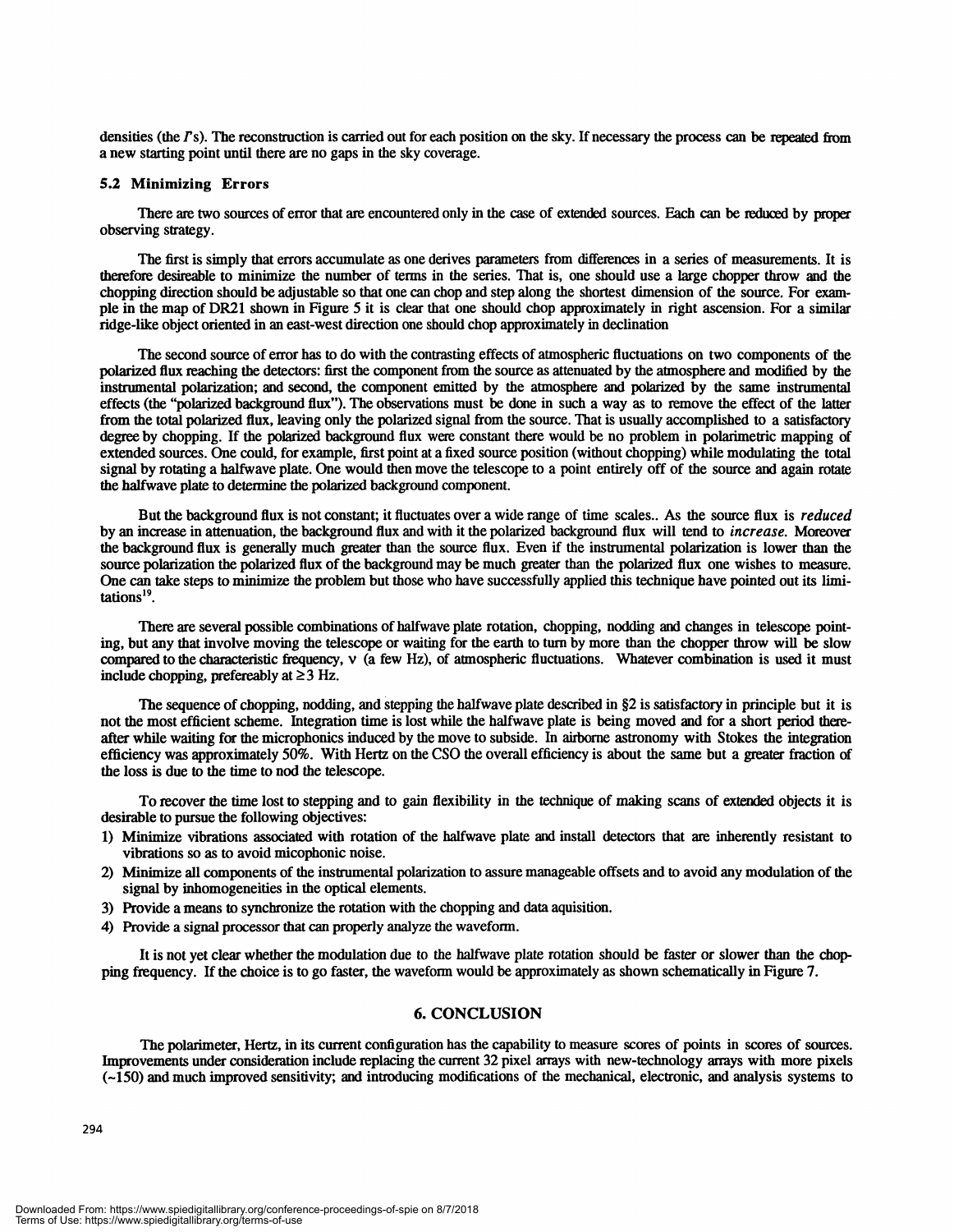densities (the $I$'s). The reconstruction is carried out for each position on the sky. If necessary the process can be repeated from a new starting point until there are no gaps in the sky coverage.

### 5.2 Minimizing Errors

There are two sources of error that are encountered only in the case of extended sources. Each can be reduced by proper observing strategy.

The first is simply that errors accumulate as one derives parameters from differences in a series of measurements. It is therefore desireable to minimize the number of terms in the series. That is, one should use a large chopper throw and the chopping direction should be adjustable so that one can chop and step along the shortest dimension of the source. For example in the map of DR21 shown in Figure 5 it is clear that one should chop approximately in right ascension. For a similar ridge-like object oriented in an east-west direction one should chop approximately in declination

The second source of error has to do with the contrasting effects of atmospheric fluctuations on two components of the polarized flux reaching the detectors: first the component from the source as attenuated by the atmosphere and modified by the instrumental polarization; and second, the component emitted by the atmosphere and polarized by the same instrumental effects (the "polarized background flux"). The observations must be done in such a way as to remove the effect of the latter from the total polarized flux, leaving only the polarized signal from the source. That is usually accomplished to a satisfactory degree by chopping. If the polarized background flux were constant there would be no problem in polarimetric mapping of extended sources. One could, for example, first point at a fixed source position (without chopping) while modulating the total signal by rotating a halfwave plate. One would then move the telescope to a point entirely off of the source and again rotate the halfwave plate to determine the polarized background component.

But the background flux is not constant; it fluctuates over a wide range of time scales.. As the source flux is *reduced* by an increase in attenuation, the background flux and with it the polarized background flux will tend to *increase*. Moreover the background flux is generally much greater than the source flux. Even if the instrumental polarization is lower than the source polarization the polarized flux of the background may be much greater than the polarized flux one wishes to measure. One can take steps to minimize the problem but those who have successfully applied this technique have pointed out its limitations[19].

There are several possible combinations of halfwave plate rotation, chopping, nodding and changes in telescope pointing, but any that involve moving the telescope or waiting for the earth to turn by more than the chopper throw will be slow compared to the characteristic frequency, $\nu$ (a few Hz), of atmospheric fluctuations. Whatever combination is used it must include chopping, prefereably at $\geq 3$ Hz.

The sequence of chopping, nodding, and stepping the halfwave plate described in §2 is satisfactory in principle but it is not the most efficient scheme. Integration time is lost while the halfwave plate is being moved and for a short period thereafter while waiting for the microphonics induced by the move to subside. In airborne astronomy with Stokes the integration efficiency was approximately 50%. With Hertz on the CSO the overall efficiency is about the same but a greater fraction of the loss is due to the time to nod the telescope.

To recover the time lost to stepping and to gain flexibility in the technique of making scans of extended objects it is desirable to pursue the following objectives:

1) Minimize vibrations associated with rotation of the halfwave plate and install detectors that are inherently resistant to vibrations so as to avoid micophonic noise.
2) Minimize all components of the instrumental polarization to assure manageable offsets and to avoid any modulation of the signal by inhomogeneities in the optical elements.
3) Provide a means to synchronize the rotation with the chopping and data aquisition.
4) Provide a signal processor that can properly analyze the waveform.

It is not yet clear whether the modulation due to the halfwave plate rotation should be faster or slower than the chopping frequency. If the choice is to go faster, the waveform would be approximately as shown schematically in Figure 7.

## 6. CONCLUSION

The polarimeter, Hertz, in its current configuration has the capability to measure scores of points in scores of sources. Improvements under consideration include replacing the current 32 pixel arrays with new-technology arrays with more pixels (~150) and much improved sensitivity; and introducing modifications of the mechanical, electronic, and analysis systems to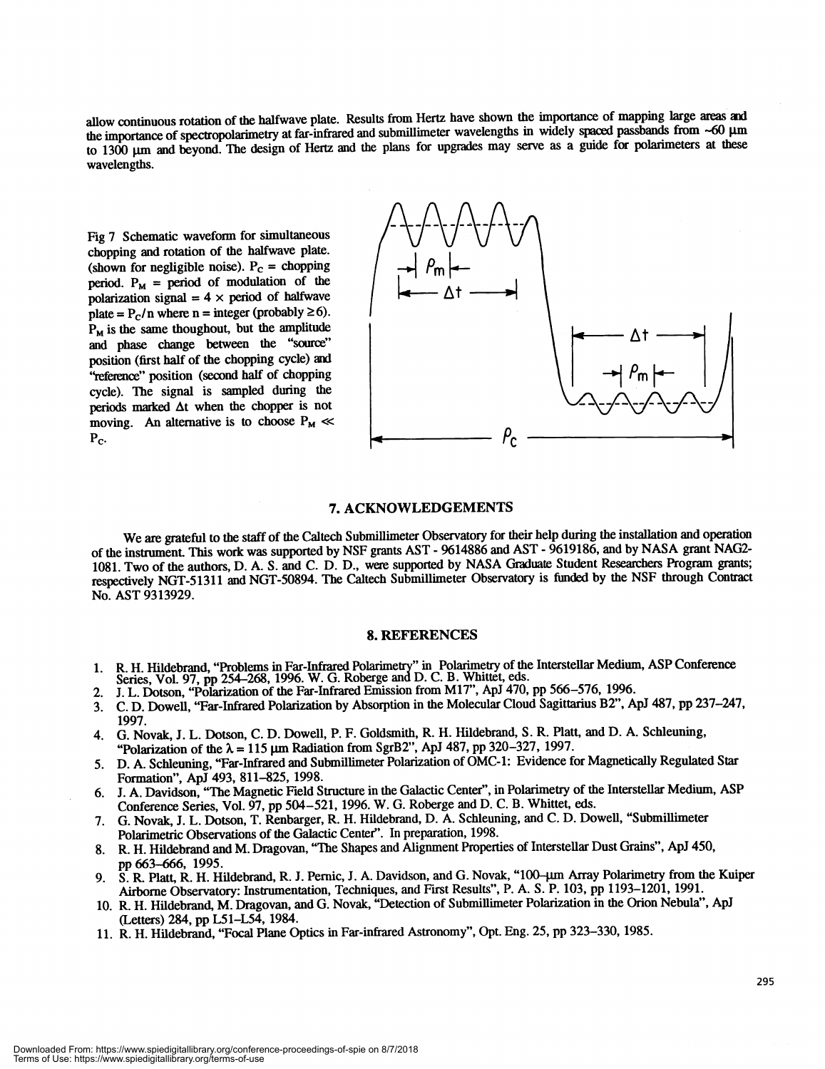allow continuous rotation of the halfwave plate. Results from Hertz have shown the importance of mapping large areas and the importance of spectropolarimetry at far-infrared and submillimeter wavelengths in widely spaced passbands from ~60 μm to 1300 μm and beyond. The design of Hertz and the plans for upgrades may serve as a guide for polarimeters at these wavelengths.

Fig 7 Schematic waveform for simultaneous chopping and rotation of the halfwave plate. (shown for negligible noise). $P_C$ = chopping period. $P_M$ = period of modulation of the polarization signal = 4 × period of halfwave plate = $P_C/n$ where n = integer (probably ≥ 6). $P_M$ is the same thoughout, but the amplitude and phase change between the "source" position (first half of the chopping cycle) and "reference" position (second half of chopping cycle). The signal is sampled during the periods marked $\Delta t$ when the chopper is not moving. An alternative is to choose $P_M \ll P_C$.

## 7. ACKNOWLEDGEMENTS

We are grateful to the staff of the Caltech Submillimeter Observatory for their help during the installation and operation of the instrument. This work was supported by NSF grants AST - 9614886 and AST - 9619186, and by NASA grant NAG2-1081. Two of the authors, D. A. S. and C. D. D., were supported by NASA Graduate Student Researchers Program grants; respectively NGT-51311 and NGT-50894. The Caltech Submillimeter Observatory is funded by the NSF through Contract No. AST 9313929.

## 8. REFERENCES

1. R. H. Hildebrand, "Problems in Far-Infrared Polarimetry" in Polarimetry of the Interstellar Medium, ASP Conference Series, Vol. 97, pp 254–268, 1996. W. G. Roberge and D. C. B. Whittet, eds.
2. J. L. Dotson, "Polarization of the Far-Infrared Emission from M17", ApJ 470, pp 566–576, 1996.
3. C. D. Dowell, "Far-Infrared Polarization by Absorption in the Molecular Cloud Sagittarius B2", ApJ 487, pp 237–247, 1997.
4. G. Novak, J. L. Dotson, C. D. Dowell, P. F. Goldsmith, R. H. Hildebrand, S. R. Platt, and D. A. Schleuning, "Polarization of the $\lambda$ = 115 μm Radiation from SgrB2", ApJ 487, pp 320–327, 1997.
5. D. A. Schleuning, "Far-Infrared and Submillimeter Polarization of OMC-1: Evidence for Magnetically Regulated Star Formation", ApJ 493, 811–825, 1998.
6. J. A. Davidson, "The Magnetic Field Structure in the Galactic Center", in Polarimetry of the Interstellar Medium, ASP Conference Series, Vol. 97, pp 504–521, 1996. W. G. Roberge and D. C. B. Whittet, eds.
7. G. Novak, J. L. Dotson, T. Renbarger, R. H. Hildebrand, D. A. Schleuning, and C. D. Dowell, "Submillimeter Polarimetric Observations of the Galactic Center". In preparation, 1998.
8. R. H. Hildebrand and M. Dragovan, "The Shapes and Alignment Properties of Interstellar Dust Grains", ApJ 450, pp 663–666, 1995.
9. S. R. Platt, R. H. Hildebrand, R. J. Pernic, J. A. Davidson, and G. Novak, "100–μm Array Polarimetry from the Kuiper Airborne Observatory: Instrumentation, Techniques, and First Results", P. A. S. P. 103, pp 1193–1201, 1991.
10. R. H. Hildebrand, M. Dragovan, and G. Novak, "Detection of Submillimeter Polarization in the Orion Nebula", ApJ (Letters) 284, pp L51–L54, 1984.
11. R. H. Hildebrand, "Focal Plane Optics in Far-infrared Astronomy", Opt. Eng. 25, pp 323–330, 1985.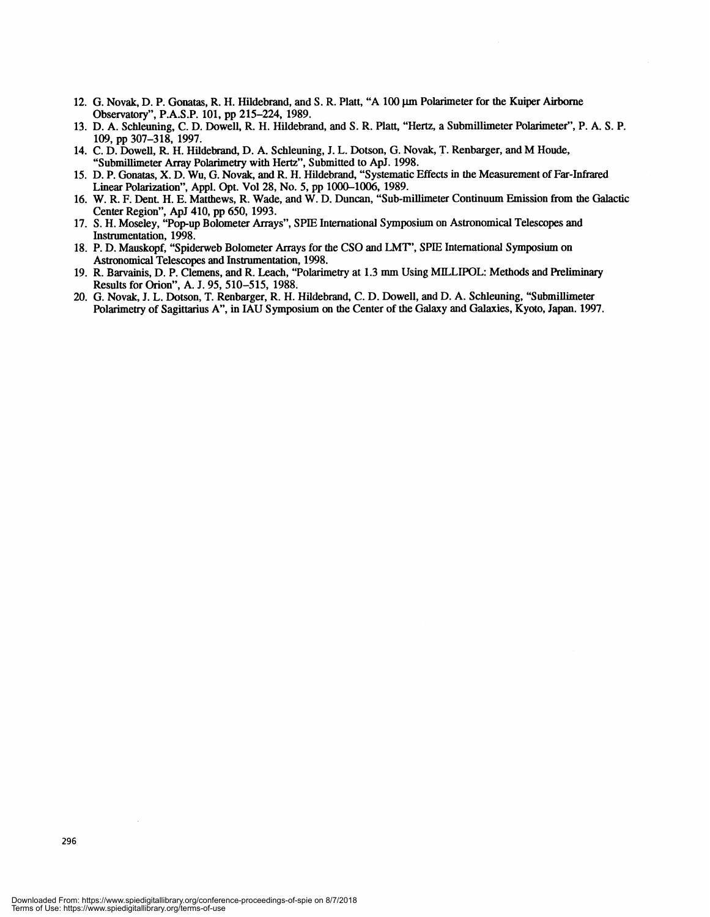12. G. Novak, D. P. Gonatas, R. H. Hildebrand, and S. R. Platt, "A 100 μm Polarimeter for the Kuiper Airborne Observatory", P.A.S.P. 101, pp 215–224, 1989.
13. D. A. Schleuning, C. D. Dowell, R. H. Hildebrand, and S. R. Platt, "Hertz, a Submillimeter Polarimeter", P. A. S. P. 109, pp 307–318, 1997.
14. C. D. Dowell, R. H. Hildebrand, D. A. Schleuning, J. L. Dotson, G. Novak, T. Renbarger, and M Houde, "Submillimeter Array Polarimetry with Hertz", Submitted to ApJ. 1998.
15. D. P. Gonatas, X. D. Wu, G. Novak, and R. H. Hildebrand, "Systematic Effects in the Measurement of Far-Infrared Linear Polarization", Appl. Opt. Vol 28, No. 5, pp 1000–1006, 1989.
16. W. R. F. Dent. H. E. Matthews, R. Wade, and W. D. Duncan, "Sub-millimeter Continuum Emission from the Galactic Center Region", ApJ 410, pp 650, 1993.
17. S. H. Moseley, "Pop-up Bolometer Arrays", SPIE International Symposium on Astronomical Telescopes and Instrumentation, 1998.
18. P. D. Mauskopf, "Spiderweb Bolometer Arrays for the CSO and LMT", SPIE International Symposium on Astronomical Telescopes and Instrumentation, 1998.
19. R. Barvainis, D. P. Clemens, and R. Leach, "Polarimetry at 1.3 mm Using MILLIPOL: Methods and Preliminary Results for Orion", A. J. 95, 510–515, 1988.
20. G. Novak, J. L. Dotson, T. Renbarger, R. H. Hildebrand, C. D. Dowell, and D. A. Schleuning, "Submillimeter Polarimetry of Sagittarius A", in IAU Symposium on the Center of the Galaxy and Galaxies, Kyoto, Japan. 1997.